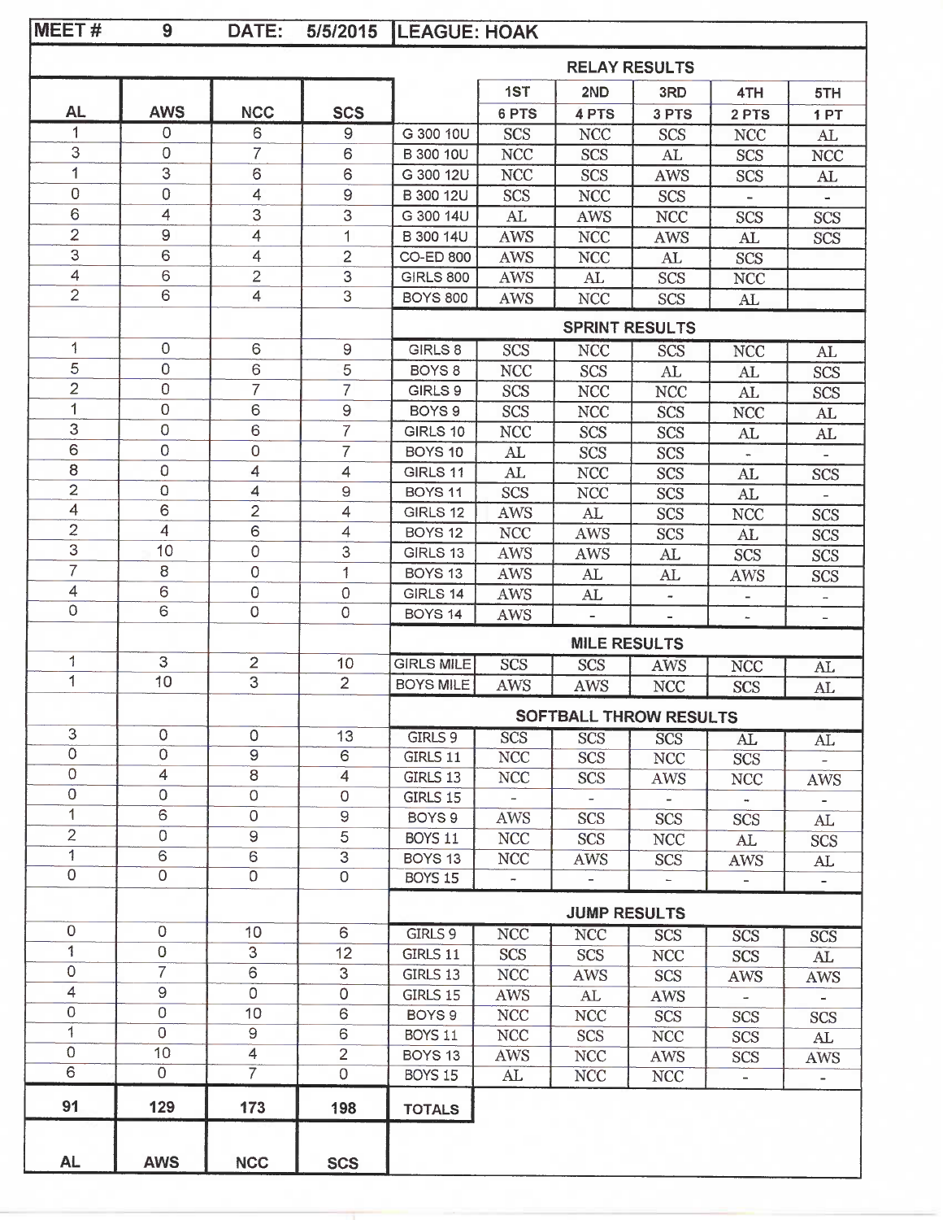| MEET # | 9 | DATE: | 5/5/2015 | LEAGUE: HOAK | | | | | |
|---|---|---|---|---|---|---|---|---|---|
| | | | | **RELAY RESULTS** | | | | | |
| | | | | | 1ST | 2ND | 3RD | 4TH | 5TH |
| AL | AWS | NCC | SCS | | 6 PTS | 4 PTS | 3 PTS | 2 PTS | 1 PT |
| 1 | 0 | 6 | 9 | G 300 10U | SCS | NCC | SCS | NCC | AL |
| 3 | 0 | 7 | 6 | B 300 10U | NCC | SCS | AL | SCS | NCC |
| 1 | 3 | 6 | 6 | G 300 12U | NCC | SCS | AWS | SCS | AL |
| 0 | 0 | 4 | 9 | B 300 12U | SCS | NCC | SCS | - | - |
| 6 | 4 | 3 | 3 | G 300 14U | AL | AWS | NCC | SCS | SCS |
| 2 | 9 | 4 | 1 | B 300 14U | AWS | NCC | AWS | AL | SCS |
| 3 | 6 | 4 | 2 | CO-ED 800 | AWS | NCC | AL | SCS | |
| 4 | 6 | 2 | 3 | GIRLS 800 | AWS | AL | SCS | NCC | |
| 2 | 6 | 4 | 3 | BOYS 800 | AWS | NCC | SCS | AL | |
| | | | | **SPRINT RESULTS** | | | | | |
| 1 | 0 | 6 | 9 | GIRLS 8 | SCS | NCC | SCS | NCC | AL |
| 5 | 0 | 6 | 5 | BOYS 8 | NCC | SCS | AL | AL | SCS |
| 2 | 0 | 7 | 7 | GIRLS 9 | SCS | NCC | NCC | AL | SCS |
| 1 | 0 | 6 | 9 | BOYS 9 | SCS | NCC | SCS | NCC | AL |
| 3 | 0 | 6 | 7 | GIRLS 10 | NCC | SCS | SCS | AL | AL |
| 6 | 0 | 0 | 7 | BOYS 10 | AL | SCS | SCS | - | - |
| 8 | 0 | 4 | 4 | GIRLS 11 | AL | NCC | SCS | AL | SCS |
| 2 | 0 | 4 | 9 | BOYS 11 | SCS | NCC | SCS | AL | - |
| 4 | 6 | 2 | 4 | GIRLS 12 | AWS | AL | SCS | NCC | SCS |
| 2 | 4 | 6 | 4 | BOYS 12 | NCC | AWS | SCS | AL | SCS |
| 3 | 10 | 0 | 3 | GIRLS 13 | AWS | AWS | AL | SCS | SCS |
| 7 | 8 | 0 | 1 | BOYS 13 | AWS | AL | AL | AWS | SCS |
| 4 | 6 | 0 | 0 | GIRLS 14 | AWS | AL | - | - | - |
| 0 | 6 | 0 | 0 | BOYS 14 | AWS | - | - | - | - |
| | | | | **MILE RESULTS** | | | | | |
| 1 | 3 | 2 | 10 | GIRLS MILE | SCS | SCS | AWS | NCC | AL |
| 1 | 10 | 3 | 2 | BOYS MILE | AWS | AWS | NCC | SCS | AL |
| | | | | **SOFTBALL THROW RESULTS** | | | | | |
| 3 | 0 | 0 | 13 | GIRLS 9 | SCS | SCS | SCS | AL | AL |
| 0 | 0 | 9 | 6 | GIRLS 11 | NCC | SCS | NCC | SCS | - |
| 0 | 4 | 8 | 4 | GIRLS 13 | NCC | SCS | AWS | NCC | AWS |
| 0 | 0 | 0 | 0 | GIRLS 15 | - | - | - | - | - |
| 1 | 6 | 0 | 9 | BOYS 9 | AWS | SCS | SCS | SCS | AL |
| 2 | 0 | 9 | 5 | BOYS 11 | NCC | SCS | NCC | AL | SCS |
| 1 | 6 | 6 | 3 | BOYS 13 | NCC | AWS | SCS | AWS | AL |
| 0 | 0 | 0 | 0 | BOYS 15 | - | - | - | - | - |
| | | | | **JUMP RESULTS** | | | | | |
| 0 | 0 | 10 | 6 | GIRLS 9 | NCC | NCC | SCS | SCS | SCS |
| 1 | 0 | 3 | 12 | GIRLS 11 | SCS | SCS | NCC | SCS | AL |
| 0 | 7 | 6 | 3 | GIRLS 13 | NCC | AWS | SCS | AWS | AWS |
| 4 | 9 | 0 | 0 | GIRLS 15 | AWS | AL | AWS | - | - |
| 0 | 0 | 10 | 6 | BOYS 9 | NCC | NCC | SCS | SCS | SCS |
| 1 | 0 | 9 | 6 | BOYS 11 | NCC | SCS | NCC | SCS | AL |
| 0 | 10 | 4 | 2 | BOYS 13 | AWS | NCC | AWS | SCS | AWS |
| 6 | 0 | 7 | 0 | BOYS 15 | AL | NCC | NCC | - | - |
| **91** | **129** | **173** | **198** | **TOTALS** | | | | | |
| AL | AWS | NCC | SCS | | | | | | |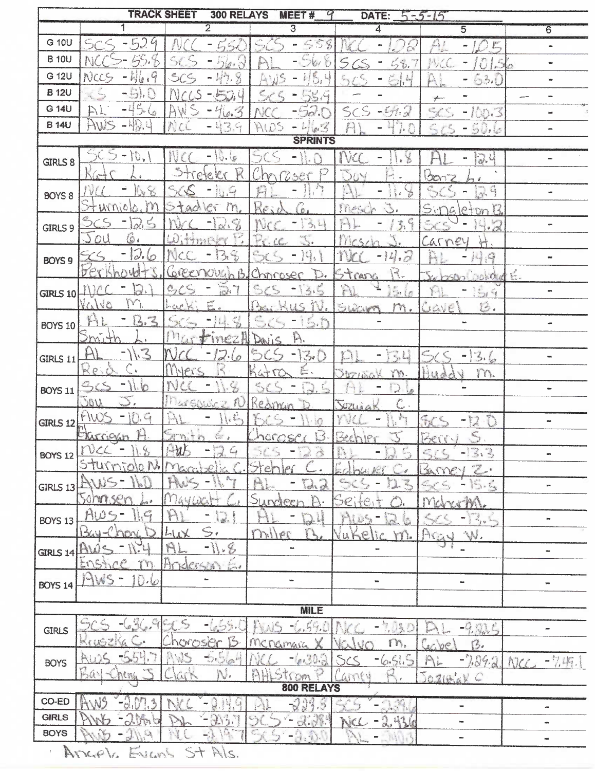**TRACK SHEET 300 RELAYS MEET # 9 DATE: 5-5-15**

| | 1 | 2 | 3 | 4 | 5 | 6 |
|---|---|---|---|---|---|---|
| G 10U | SCS - 52.9 | NCC - 55.0 | SCS - 55.8 | NCC - 1.02 | AL - 1.05 | - |
| B 10U | NCCS - 55.8 | SCS - 56.0 | AL - 56.8 | SCS - 58.7 | NCC - 1:01.56 | - |
| G 12U | NCCS - 46.9 | SCS - 49.8 | AWS - 48.4 | SCS - 51.4 | AL - 53.0 | - |
| B 12U | SCS - 51.0 | NCCS - 52.4 | SCS - 55.9 | - | - | - |
| G 14U | AL - 45.6 | AWS - 46.3 | NCC - 52.0 | SCS - 59.2 | SCS - 1:00.3 | - |
| B 14U | AWS - 42.4 | NCC - 43.9 | AWS - 46.3 | AL - 47.0 | SCS - 50.6 | - |
| **SPRINTS** | | | | | | |
| GIRLS 8 | SCS - 10.1 Katr L. | NCC - 10.6 Strefeler R. | SCS - 11.0 Choroser P | NCC - 11.8 Joy A. | AL - 12.4 Benz L. | - |
| BOYS 8 | NCC - 10.8 Sturniolo M | SCS - 11.9 Stadler M. | AL - 11.7 Reid G. | AL - 11.8 Mesch J. | SCS - 12.9 Singleton B. | - |
| GIRLS 9 | SCS - 12.5 Jou G. | NCC - 12.8 Wittmeyer P. | NCC - 13.4 Price J. | AL - 13.9 Mesch J. | SCS - 14.2 Carney H. | - |
| BOYS 9 | SCS - 12.6 Berkhoudts | NCC - 13.8 Greenough B. | SCS - 14.1 Choroser D. | NCC - 14.2 Strang R. | AL - 14.9 Jackson Coolidge E. | - |
| GIRLS 10 | NCC - 12.1 Valvo M. | SCS - 12.7 Lacki E. | SCS - 13.5 Backus N. | AL - 15.6 Swam M. | AL - 15.9 Gavel B. | - |
| BOYS 10 | AL - 13.3 Smith L. | SCS - 14.8 Martinez H | SCS - 15.0 Davis A. | - | - | - |
| GIRLS 11 | AL - 11.3 Reid C. | NCC - 12.6 Myers R | SCS - 13.0 Katra E. | AL - 13.4 Jozwiak M. | SCS - 13.6 Huddy M. | - |
| BOYS 11 | SCS - 11.6 Jou J. | NCC - 11.8 Marsowicz N | SCS - 12.5 Redman D. | AL - 12.6 Jozwiak C. | - | - |
| GIRLS 12 | AWS - 10.9 Harrigan A. | AL - 11.5 Smith E. | SCS - 11.6 Choroser B. | NCC - 11.7 Bechler J | SCS - 12.0 Berry S. | - |
| BOYS 12 | NCC - 11.8 Sturniolo N. | AWS - 12.9 Marabella C. | SCS - 12.8 Stehler C. | AL - 12.5 Edbauer C. | SCS - 13.3 Barney Z. | - |
| GIRLS 13 | AWS - 11.0 Johnsen L. | AWS - 11.7 Maywalt C. | AL - 12.2 Sundeen A. | SCS - 12.3 Seifert O. | SCS - 15.5 Mohar M. | - |
| BOYS 13 | AWS - 11.9 Bay-Chong D | AL - 12.1 Lux S. | AL - 12.4 Miller B. | AWS - 12.6 Vukelic M. | SCS - 13.5 Argy W. | - |
| GIRLS 14 | AWS - 11.4 Enstice M. | AL - 11.8 Anderson E. | - | - | - | - |
| BOYS 14 | AWS - 10.6 | - | - | - | - | - |
| **MILE** | | | | | | |
| GIRLS | SCS - 6:36.9 Kruszka C. | SCS - 6:55.0 Choroser B. | AWS - 6:59.0 Mcnamara X | NCC - 7:03.0 Valvo M. | AL - 9:22.5 Gabel B. | - |
| BOYS | AWS - 5:54.7 Bay-Chong S | AWS - 5:56.4 Clark N. | NCC - 6:30.2 AHLStrom P | SCS - 6:51.5 Carney R. | AL - 7:29.2 Jozwiak C | NCC - 7:45.1 |
| **800 RELAYS** | | | | | | |
| CO-ED | AWS - 2:07.3 | NCC - 2:14.9 | AL - 2:23.8 | SCS - 2:38.6 | - | - |
| GIRLS | AWS - 2:08.6 | AL - 2:13.7 | SCS - 2:28.1 | NCC - 2:43.6 | - | - |
| BOYS | AWS - 2:11.9 | NCC - 2:19.7 | SCS - 2:30.0 | AL - 2:40.3 | - | - |

Angel. Evans St Als.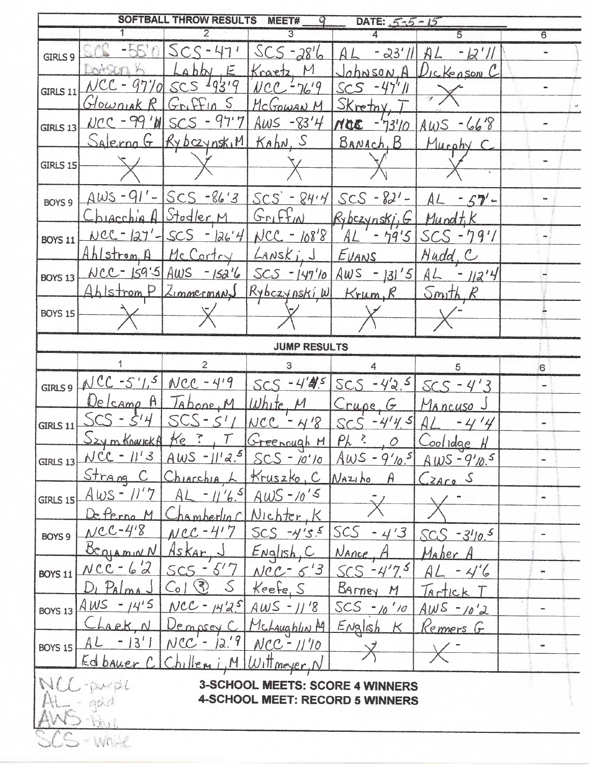## SOFTBALL THROW RESULTS MEET# 9 DATE: 5-5-15

| | 1 | 2 | 3 | 4 | 5 | 6 |
|---|---|---|---|---|---|---|
| GIRLS 9 | SCS - 55'0 Dotson, B | SCS - 47' Labby, E | SCS - 28'6 Kraetz, M | AL - 23'11 Johnson, A | AL - 12'11 Dickenson, C | - |
| GIRLS 11 | NCC - 97'0 Glowniak R | SCS - 93'9 Griffin S | NCC - 76'9 McGowan M | SCS - 47'11 Skretny, T | X | - |
| GIRLS 13 | NCC - 99'11 Salerno G | SCS - 97'7 Rybczynski, M | AWS - 83'4 Kahn, S | NCC - 73'10 Banach, B | AWS - 66'8 Murphy C | - |
| GIRLS 15 | X | X | X | X | X | - |
| BOYS 9 | AWS - 91'- Chiacchia A | SCS - 86'3 Stodler, M | SCS - 84'4 Griffin | SCS - 82'- Rybczynski, G | AL - 57'- Mundt, K | - |
| BOYS 11 | NCC - 127'- Ahlstrom, A | SCS - 126'4 McCartry | NCC - 108'8 Lanski, J | AL - 79'5 Evans | SCS - 79'1 Hudd, C | - |
| BOYS 13 | NCC - 159'5 Ahlstrom P | AWS - 152'6 Zimmerman, J | SCS - 147'10 Rybczynski, W | AWS - 131'5 Krum, R | AL - 112'4 Smith, R | - |
| BOYS 15 | X | X | X | X | X | - |

## JUMP RESULTS

| | 1 | 2 | 3 | 4 | 5 | 6 |
|---|---|---|---|---|---|---|
| GIRLS 9 | NCC - 5'1.5 Delcamp A | NCC - 4'9 Tabone, M | SCS - 4'4.5 White, M | SCS - 4'2.5 Crupe, G | SCS - 4'3 Mancuso J | - |
| GIRLS 11 | SCS - 5'4 Szymkowick A | SCS - 5'1 Ke ?, T | NCC - 4'8 Greenough M | SCS - 4'4.5 Ph ?, O | AL - 4'4 Coolidge H | - |
| GIRLS 13 | NCC - 11'3 Strang C | AWS - 11'2.5 Chiacchia, L | SCS - 10'10 Kruszko, C | AWS - 9'10.5 Naziho A | AWS - 9'10.5 Czaro S | - |
| GIRLS 15 | AWS - 11'7 DeFerno M | AL - 11'6.5 Chamberlin C | AWS - 10'5 Nichter, K | X | X | - |
| BOYS 9 | NCC - 4'8 Benjamin N | NCC - 4'7 Askar, J | SCS - 4'5.5 English, C | SCS - 4'3 Nance, A | SCS - 3'10.5 Maher A | - |
| BOYS 11 | NCC - 6'2 DiPalma J | SCS - 5'7 Col (?) S | NCC - 5'3 Keefe, S | SCS - 4'7.5 Barney M | AL - 4'6 Tartick T | - |
| BOYS 13 | AWS - 14'5 Clark, N | NCC - 14'2.5 Dempsey C | AWS - 11'8 McLaughlin M | SCS - 10'10 English K | AWS - 10'2 Remers G | - |
| BOYS 15 | AL - 13'1 Edbauer C | NCC - 12'9 Chillemi, M | NCC - 11'10 Wittmeyer, N | X | X | - |

NCC - purple
AL - gold
AWS - blue
SCS - white

**3-SCHOOL MEETS: SCORE 4 WINNERS**
**4-SCHOOL MEET: RECORD 5 WINNERS**